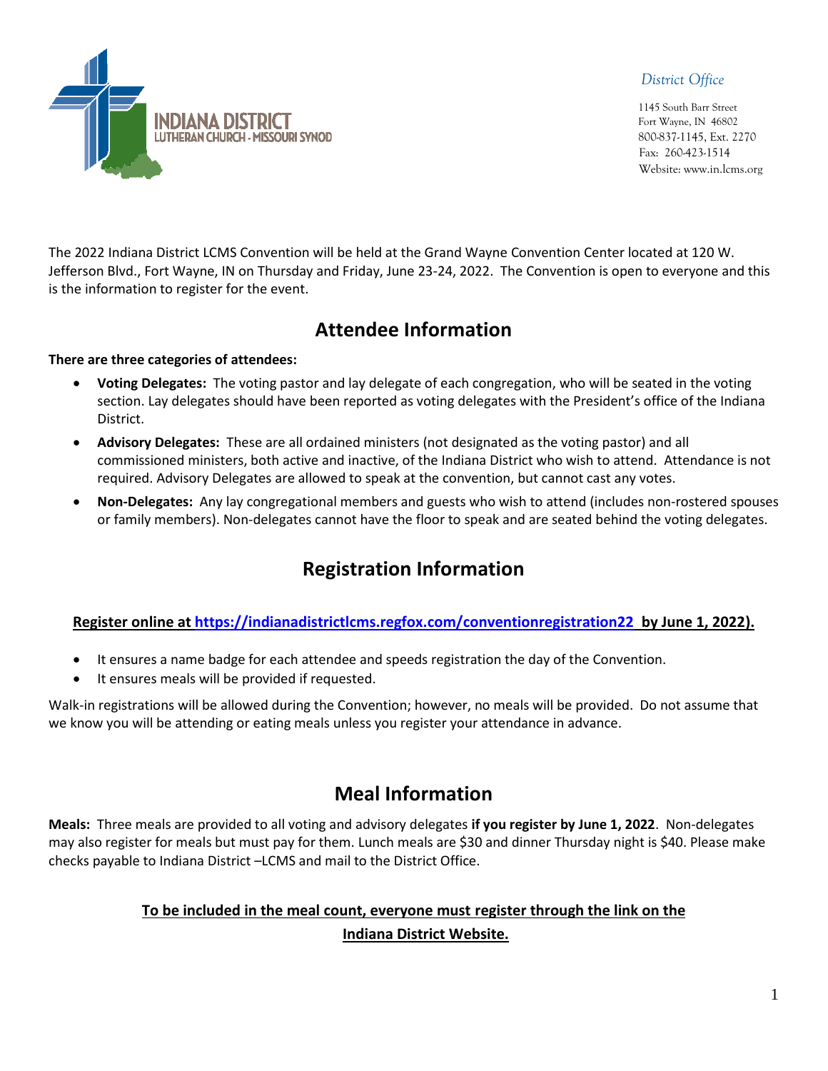INDIANA DISTRICT
LUTHERAN CHURCH - MISSOURI SYNOD

*District Office*

1145 South Barr Street
Fort Wayne, IN 46802
800-837-1145, Ext. 2270
Fax: 260-423-1514
Website: www.in.lcms.org

The 2022 Indiana District LCMS Convention will be held at the Grand Wayne Convention Center located at 120 W. Jefferson Blvd., Fort Wayne, IN on Thursday and Friday, June 23-24, 2022. The Convention is open to everyone and this is the information to register for the event.

## Attendee Information

**There are three categories of attendees:**

- **Voting Delegates:** The voting pastor and lay delegate of each congregation, who will be seated in the voting section. Lay delegates should have been reported as voting delegates with the President's office of the Indiana District.
- **Advisory Delegates:** These are all ordained ministers (not designated as the voting pastor) and all commissioned ministers, both active and inactive, of the Indiana District who wish to attend. Attendance is not required. Advisory Delegates are allowed to speak at the convention, but cannot cast any votes.
- **Non-Delegates:** Any lay congregational members and guests who wish to attend (includes non-rostered spouses or family members). Non-delegates cannot have the floor to speak and are seated behind the voting delegates.

## Registration Information

**Register online at https://indianadistrictlcms.regfox.com/conventionregistration22 by June 1, 2022).**

- It ensures a name badge for each attendee and speeds registration the day of the Convention.
- It ensures meals will be provided if requested.

Walk-in registrations will be allowed during the Convention; however, no meals will be provided. Do not assume that we know you will be attending or eating meals unless you register your attendance in advance.

## Meal Information

**Meals:** Three meals are provided to all voting and advisory delegates **if you register by June 1, 2022**. Non-delegates may also register for meals but must pay for them. Lunch meals are $30 and dinner Thursday night is $40. Please make checks payable to Indiana District –LCMS and mail to the District Office.

**To be included in the meal count, everyone must register through the link on the Indiana District Website.**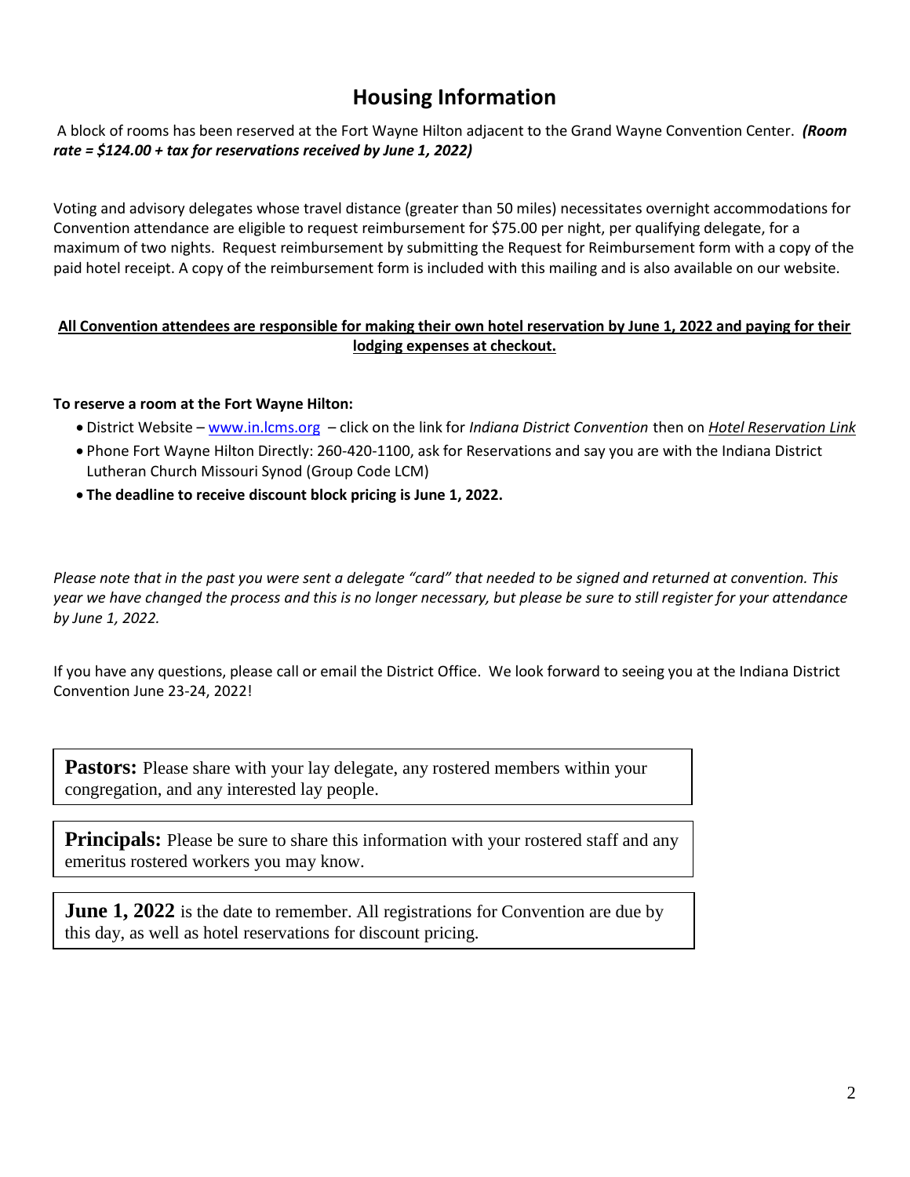# Housing Information

A block of rooms has been reserved at the Fort Wayne Hilton adjacent to the Grand Wayne Convention Center. ***(Room rate = $124.00 + tax for reservations received by June 1, 2022)***

Voting and advisory delegates whose travel distance (greater than 50 miles) necessitates overnight accommodations for Convention attendance are eligible to request reimbursement for $75.00 per night, per qualifying delegate, for a maximum of two nights. Request reimbursement by submitting the Request for Reimbursement form with a copy of the paid hotel receipt. A copy of the reimbursement form is included with this mailing and is also available on our website.

<u>**All Convention attendees are responsible for making their own hotel reservation by June 1, 2022 and paying for their lodging expenses at checkout.**</u>

**To reserve a room at the Fort Wayne Hilton:**

- District Website – [www.in.lcms.org](http://www.in.lcms.org) – click on the link for *Indiana District Convention* then on <u>*Hotel Reservation Link*</u>
- Phone Fort Wayne Hilton Directly: 260-420-1100, ask for Reservations and say you are with the Indiana District Lutheran Church Missouri Synod (Group Code LCM)
- **The deadline to receive discount block pricing is June 1, 2022.**

*Please note that in the past you were sent a delegate "card" that needed to be signed and returned at convention. This year we have changed the process and this is no longer necessary, but please be sure to still register for your attendance by June 1, 2022.*

If you have any questions, please call or email the District Office. We look forward to seeing you at the Indiana District Convention June 23-24, 2022!

**Pastors:** Please share with your lay delegate, any rostered members within your congregation, and any interested lay people.

**Principals:** Please be sure to share this information with your rostered staff and any emeritus rostered workers you may know.

**June 1, 2022** is the date to remember. All registrations for Convention are due by this day, as well as hotel reservations for discount pricing.